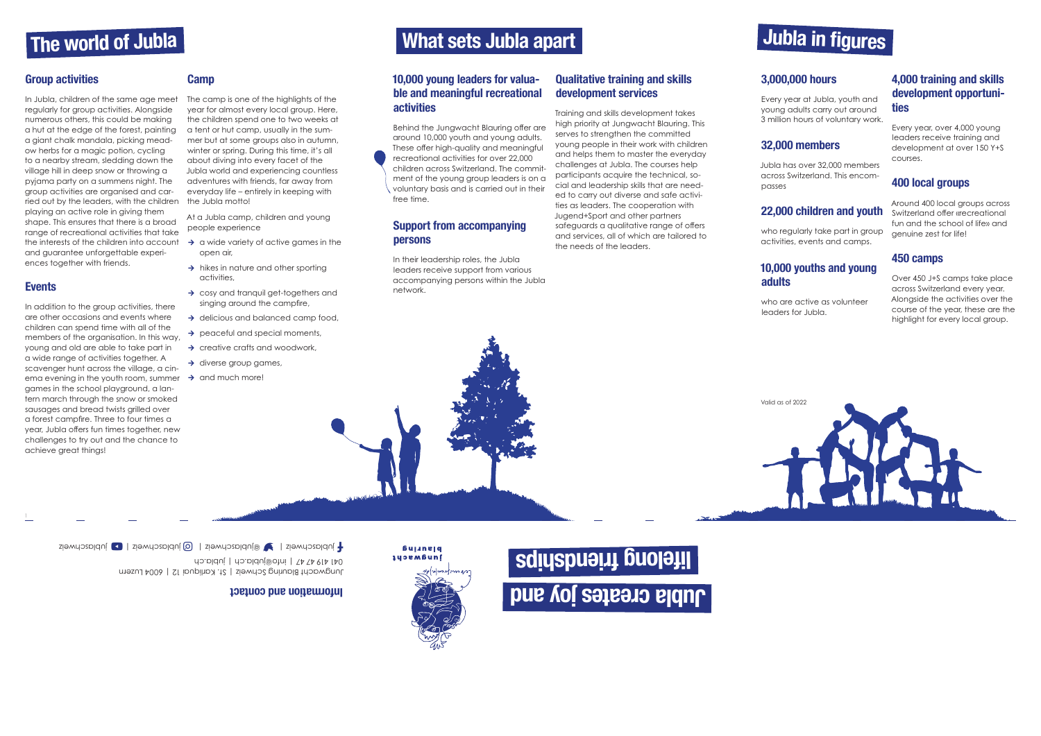# The world of Jubla

## Group activities

In Jubla, children of the same age meet regularly for group activities. Alongside numerous others, this could be making a hut at the edge of the forest, painting a giant chalk mandala, picking meadow herbs for a magic potion, cycling to a nearby stream, sledding down the village hill in deep snow or throwing a pyjama party on a summens night. The group activities are organised and carried out by the leaders, with the children playing an active role in giving them shape. This ensures that there is a broad range of recreational activities that take the interests of the children into account and guarantee unforgettable experiences together with friends.

## Events

In addition to the group activities, there are other occasions and events where children can spend time with all of the members of the organisation. In this way, young and old are able to take part in a wide range of activities together. A scavenger hunt across the village, a cinema evening in the youth room, summer games in the school playground, a lantern march through the snow or smoked sausages and bread twists grilled over a forest campfire. Three to four times a year, Jubla offers fun times together, new challenges to try out and the chance to achieve great things!

## Camp

The camp is one of the highlights of the year for almost every local group. Here, the children spend one to two weeks at a tent or hut camp, usually in the summer but at some groups also in autumn, winter or spring. During this time, it's all about diving into every facet of the Jubla world and experiencing countless adventures with friends, far away from everyday life – entirely in keeping with the Jubla motto!

At a Jubla camp, children and young people experience

- → a wide variety of active games in the open air,
- → hikes in nature and other sporting activities,
- → cosy and tranquil get-togethers and singing around the campfire,
- → delicious and balanced camp food,
- → peaceful and special moments,
- → creative crafts and woodwork,
- → diverse group games,
- → and much more!

# What sets Jubla apart

## 10,000 young leaders for valuable and meaningful recreational activities

Behind the Jungwacht Blauring offer are around 10,000 youth and young adults. These offer high-quality and meaningful recreational activities for over 22,000 children across Switzerland. The commitment of the young group leaders is on a voluntary basis and is carried out in their free time.

## Support from accompanying persons

In their leadership roles, the Jubla leaders receive support from various accompanying persons within the Jubla network.

## Qualitative training and skills development services

Training and skills development takes high priority at Jungwacht Blauring. This serves to strengthen the committed young people in their work with children and helps them to master the everyday challenges at Jubla. The courses help participants acquire the technical, social and leadership skills that are needed to carry out diverse and safe activities as leaders. The cooperation with Jugend+Sport and other partners safeguards a qualitative range of offers and services, all of which are tailored to the needs of the leaders.

# Jubla in figures

## 3,000,000 hours

Every year at Jubla, youth and young adults carry out around 3 million hours of voluntary work.

## 32,000 members

Jubla has over 32,000 members across Switzerland. This encompasses

## 22,000 children and youth

who regularly take part in group activities, events and camps.

## 10,000 youths and young adults

who are active as volunteer leaders for Jubla.

## 4,000 training and skills development opportunities

Every year, over 4,000 young leaders receive training and development at over 150 Y+S courses.

## 400 local groups

Around 400 local groups across Switzerland offer «recreational fun and the school of life» and genuine zest for life!

## 450 camps

Over 450 J+S camps take place across Switzerland every year. Alongside the activities over the course of the year, these are the highlight for every local group.

Valid as of 2022

# Jubla creates joy and lifelong friendships

## Information and contact

Jungwacht Blauring Schweiz | St. Karliquai 12 | 6004 Luzern
041 419 47 47 | info@jubla.ch | jubla.ch
jublaschweiz | @jublaschweiz | jublaschweiz | jublaschweiz

jungwacht blauring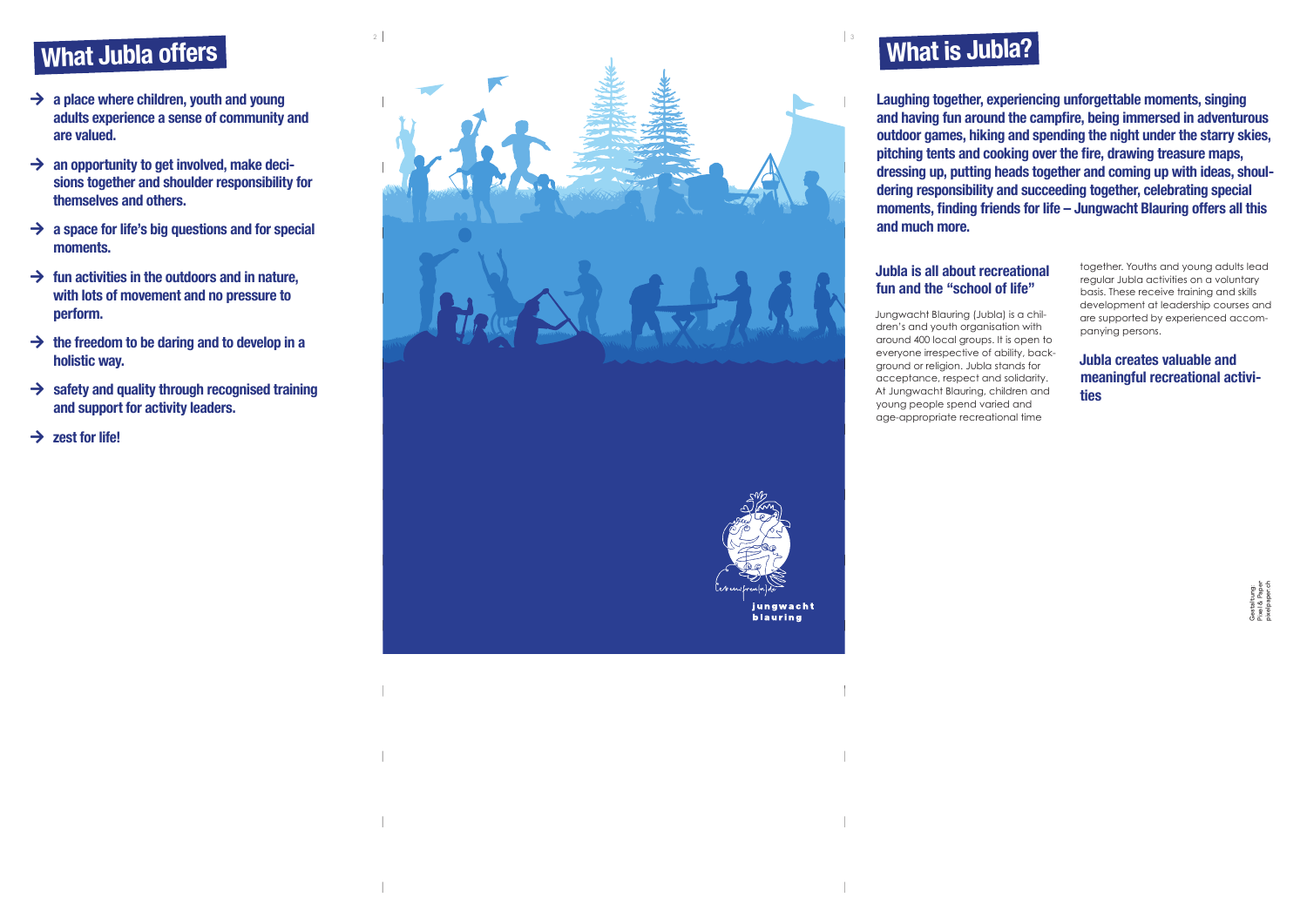# What Jubla offers

- → **a place where children, youth and young adults experience a sense of community and are valued.**
- → **an opportunity to get involved, make decisions together and shoulder responsibility for themselves and others.**
- → **a space for life's big questions and for special moments.**
- → **fun activities in the outdoors and in nature, with lots of movement and no pressure to perform.**
- → **the freedom to be daring and to develop in a holistic way.**
- → **safety and quality through recognised training and support for activity leaders.**
- → **zest for life!**

jungwacht blauring

# What is Jubla?

**Laughing together, experiencing unforgettable moments, singing and having fun around the campfire, being immersed in adventurous outdoor games, hiking and spending the night under the starry skies, pitching tents and cooking over the fire, drawing treasure maps, dressing up, putting heads together and coming up with ideas, shouldering responsibility and succeeding together, celebrating special moments, finding friends for life – Jungwacht Blauring offers all this and much more.**

## Jubla is all about recreational fun and the "school of life"

Jungwacht Blauring (Jubla) is a children's and youth organisation with around 400 local groups. It is open to everyone irrespective of ability, background or religion. Jubla stands for acceptance, respect and solidarity. At Jungwacht Blauring, children and young people spend varied and age-appropriate recreational time together. Youths and young adults lead regular Jubla activities on a voluntary basis. These receive training and skills development at leadership courses and are supported by experienced accompanying persons.

## Jubla creates valuable and meaningful recreational activities

Gestaltung:
Pixel & Paper
pixelpaper.ch